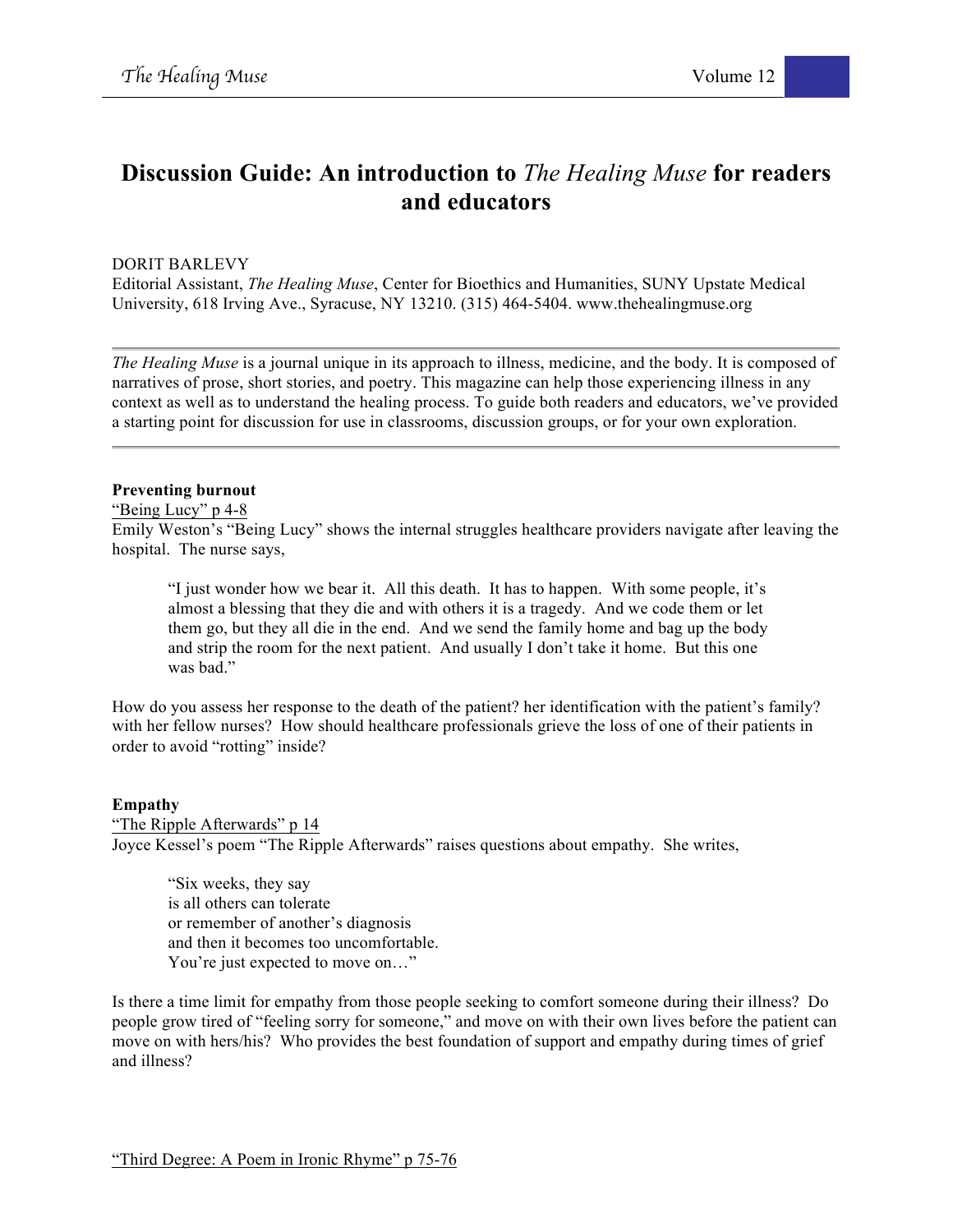# Discussion Guide: An introduction to *The Healing Muse* for readers and educators

DORIT BARLEVY
Editorial Assistant, *The Healing Muse*, Center for Bioethics and Humanities, SUNY Upstate Medical University, 618 Irving Ave., Syracuse, NY 13210. (315) 464-5404. www.thehealingmuse.org

---

*The Healing Muse* is a journal unique in its approach to illness, medicine, and the body. It is composed of narratives of prose, short stories, and poetry. This magazine can help those experiencing illness in any context as well as to understand the healing process. To guide both readers and educators, we've provided a starting point for discussion for use in classrooms, discussion groups, or for your own exploration.

---

**Preventing burnout**

<u>"Being Lucy" p 4-8</u>

Emily Weston's "Being Lucy" shows the internal struggles healthcare providers navigate after leaving the hospital. The nurse says,

> "I just wonder how we bear it. All this death. It has to happen. With some people, it's almost a blessing that they die and with others it is a tragedy. And we code them or let them go, but they all die in the end. And we send the family home and bag up the body and strip the room for the next patient. And usually I don't take it home. But this one was bad."

How do you assess her response to the death of the patient? her identification with the patient's family? with her fellow nurses? How should healthcare professionals grieve the loss of one of their patients in order to avoid "rotting" inside?

**Empathy**

<u>"The Ripple Afterwards" p 14</u>

Joyce Kessel's poem "The Ripple Afterwards" raises questions about empathy. She writes,

> "Six weeks, they say
> is all others can tolerate
> or remember of another's diagnosis
> and then it becomes too uncomfortable.
> You're just expected to move on…"

Is there a time limit for empathy from those people seeking to comfort someone during their illness? Do people grow tired of "feeling sorry for someone," and move on with their own lives before the patient can move on with hers/his? Who provides the best foundation of support and empathy during times of grief and illness?

<u>"Third Degree: A Poem in Ironic Rhyme" p 75-76</u>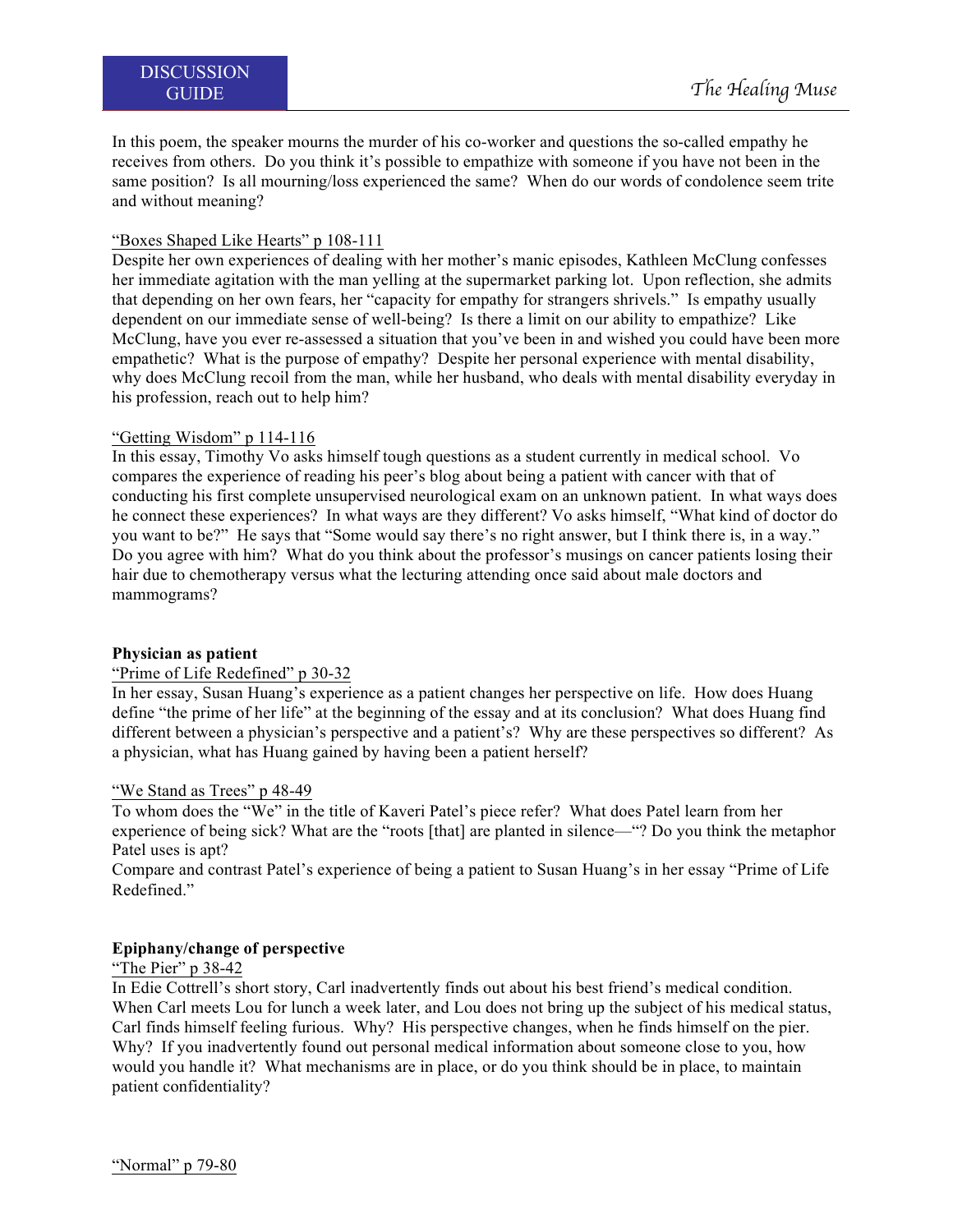In this poem, the speaker mourns the murder of his co-worker and questions the so-called empathy he receives from others. Do you think it's possible to empathize with someone if you have not been in the same position? Is all mourning/loss experienced the same? When do our words of condolence seem trite and without meaning?

"Boxes Shaped Like Hearts" p 108-111

Despite her own experiences of dealing with her mother's manic episodes, Kathleen McClung confesses her immediate agitation with the man yelling at the supermarket parking lot. Upon reflection, she admits that depending on her own fears, her "capacity for empathy for strangers shrivels." Is empathy usually dependent on our immediate sense of well-being? Is there a limit on our ability to empathize? Like McClung, have you ever re-assessed a situation that you've been in and wished you could have been more empathetic? What is the purpose of empathy? Despite her personal experience with mental disability, why does McClung recoil from the man, while her husband, who deals with mental disability everyday in his profession, reach out to help him?

"Getting Wisdom" p 114-116

In this essay, Timothy Vo asks himself tough questions as a student currently in medical school. Vo compares the experience of reading his peer's blog about being a patient with cancer with that of conducting his first complete unsupervised neurological exam on an unknown patient. In what ways does he connect these experiences? In what ways are they different? Vo asks himself, "What kind of doctor do you want to be?" He says that "Some would say there's no right answer, but I think there is, in a way." Do you agree with him? What do you think about the professor's musings on cancer patients losing their hair due to chemotherapy versus what the lecturing attending once said about male doctors and mammograms?

**Physician as patient**

"Prime of Life Redefined" p 30-32

In her essay, Susan Huang's experience as a patient changes her perspective on life. How does Huang define "the prime of her life" at the beginning of the essay and at its conclusion? What does Huang find different between a physician's perspective and a patient's? Why are these perspectives so different? As a physician, what has Huang gained by having been a patient herself?

"We Stand as Trees" p 48-49

To whom does the "We" in the title of Kaveri Patel's piece refer? What does Patel learn from her experience of being sick? What are the "roots [that] are planted in silence—"? Do you think the metaphor Patel uses is apt?

Compare and contrast Patel's experience of being a patient to Susan Huang's in her essay "Prime of Life Redefined."

**Epiphany/change of perspective**

"The Pier" p 38-42

In Edie Cottrell's short story, Carl inadvertently finds out about his best friend's medical condition. When Carl meets Lou for lunch a week later, and Lou does not bring up the subject of his medical status, Carl finds himself feeling furious. Why? His perspective changes, when he finds himself on the pier. Why? If you inadvertently found out personal medical information about someone close to you, how would you handle it? What mechanisms are in place, or do you think should be in place, to maintain patient confidentiality?

"Normal" p 79-80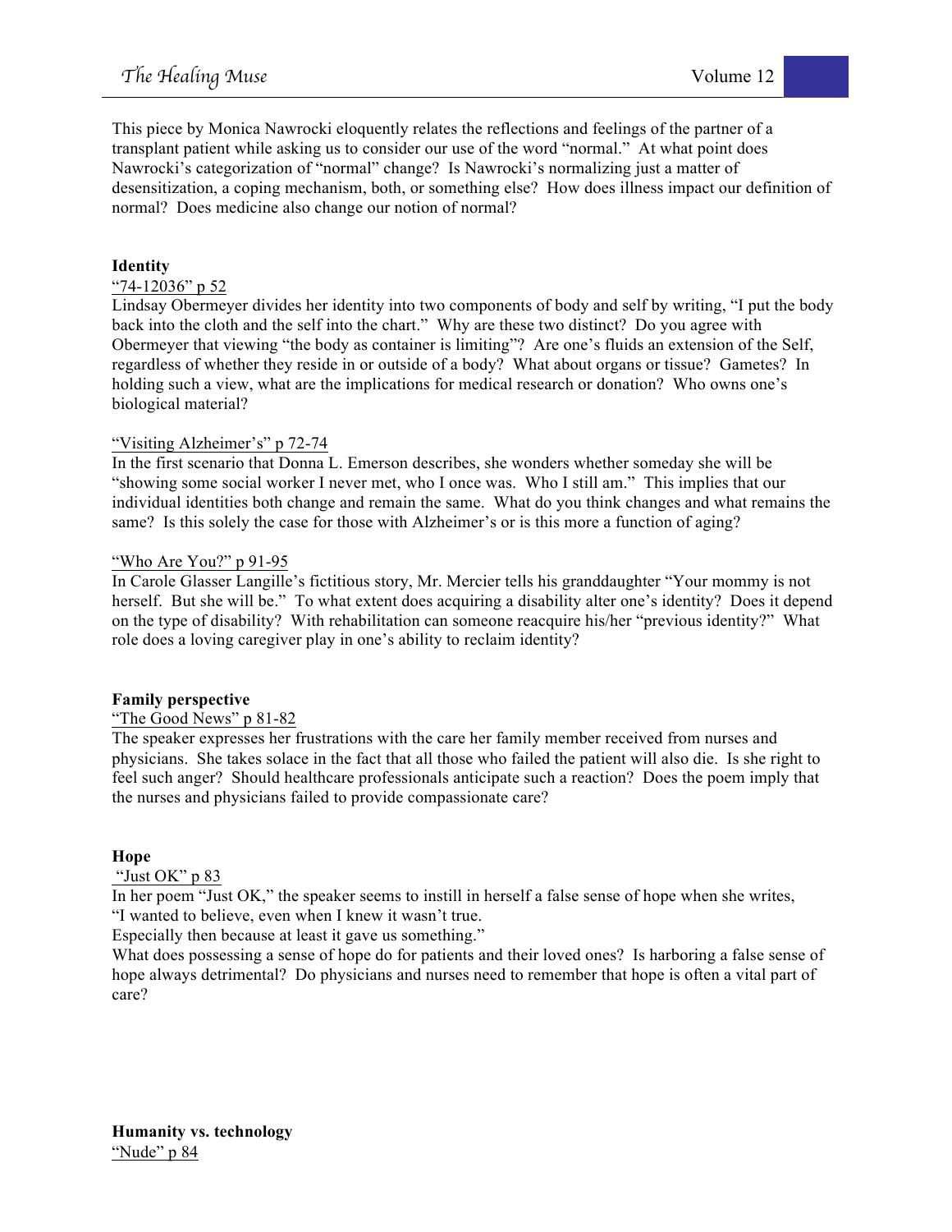This piece by Monica Nawrocki eloquently relates the reflections and feelings of the partner of a transplant patient while asking us to consider our use of the word "normal." At what point does Nawrocki's categorization of "normal" change? Is Nawrocki's normalizing just a matter of desensitization, a coping mechanism, both, or something else? How does illness impact our definition of normal? Does medicine also change our notion of normal?

## Identity

"74-12036" p 52

Lindsay Obermeyer divides her identity into two components of body and self by writing, "I put the body back into the cloth and the self into the chart." Why are these two distinct? Do you agree with Obermeyer that viewing "the body as container is limiting"? Are one's fluids an extension of the Self, regardless of whether they reside in or outside of a body? What about organs or tissue? Gametes? In holding such a view, what are the implications for medical research or donation? Who owns one's biological material?

"Visiting Alzheimer's" p 72-74

In the first scenario that Donna L. Emerson describes, she wonders whether someday she will be "showing some social worker I never met, who I once was. Who I still am." This implies that our individual identities both change and remain the same. What do you think changes and what remains the same? Is this solely the case for those with Alzheimer's or is this more a function of aging?

"Who Are You?" p 91-95

In Carole Glasser Langille's fictitious story, Mr. Mercier tells his granddaughter "Your mommy is not herself. But she will be." To what extent does acquiring a disability alter one's identity? Does it depend on the type of disability? With rehabilitation can someone reacquire his/her "previous identity?" What role does a loving caregiver play in one's ability to reclaim identity?

## Family perspective

"The Good News" p 81-82

The speaker expresses her frustrations with the care her family member received from nurses and physicians. She takes solace in the fact that all those who failed the patient will also die. Is she right to feel such anger? Should healthcare professionals anticipate such a reaction? Does the poem imply that the nurses and physicians failed to provide compassionate care?

## Hope

"Just OK" p 83

In her poem "Just OK," the speaker seems to instill in herself a false sense of hope when she writes, "I wanted to believe, even when I knew it wasn't true.
Especially then because at least it gave us something."

What does possessing a sense of hope do for patients and their loved ones? Is harboring a false sense of hope always detrimental? Do physicians and nurses need to remember that hope is often a vital part of care?

## Humanity vs. technology

"Nude" p 84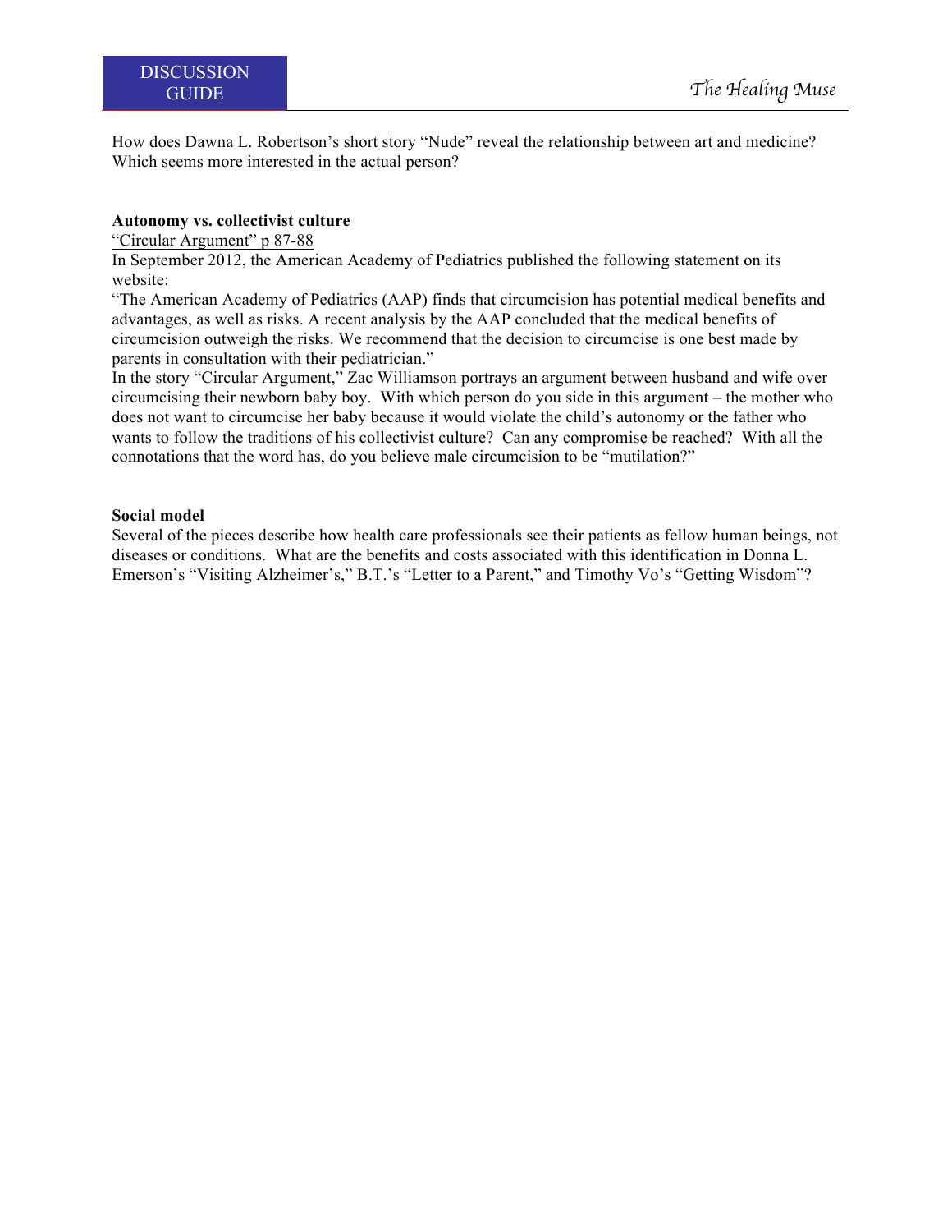How does Dawna L. Robertson's short story "Nude" reveal the relationship between art and medicine? Which seems more interested in the actual person?

**Autonomy vs. collectivist culture**

"Circular Argument" p 87-88

In September 2012, the American Academy of Pediatrics published the following statement on its website:

"The American Academy of Pediatrics (AAP) finds that circumcision has potential medical benefits and advantages, as well as risks. A recent analysis by the AAP concluded that the medical benefits of circumcision outweigh the risks. We recommend that the decision to circumcise is one best made by parents in consultation with their pediatrician."

In the story "Circular Argument," Zac Williamson portrays an argument between husband and wife over circumcising their newborn baby boy. With which person do you side in this argument – the mother who does not want to circumcise her baby because it would violate the child's autonomy or the father who wants to follow the traditions of his collectivist culture? Can any compromise be reached? With all the connotations that the word has, do you believe male circumcision to be "mutilation?"

**Social model**

Several of the pieces describe how health care professionals see their patients as fellow human beings, not diseases or conditions. What are the benefits and costs associated with this identification in Donna L. Emerson's "Visiting Alzheimer's," B.T.'s "Letter to a Parent," and Timothy Vo's "Getting Wisdom"?